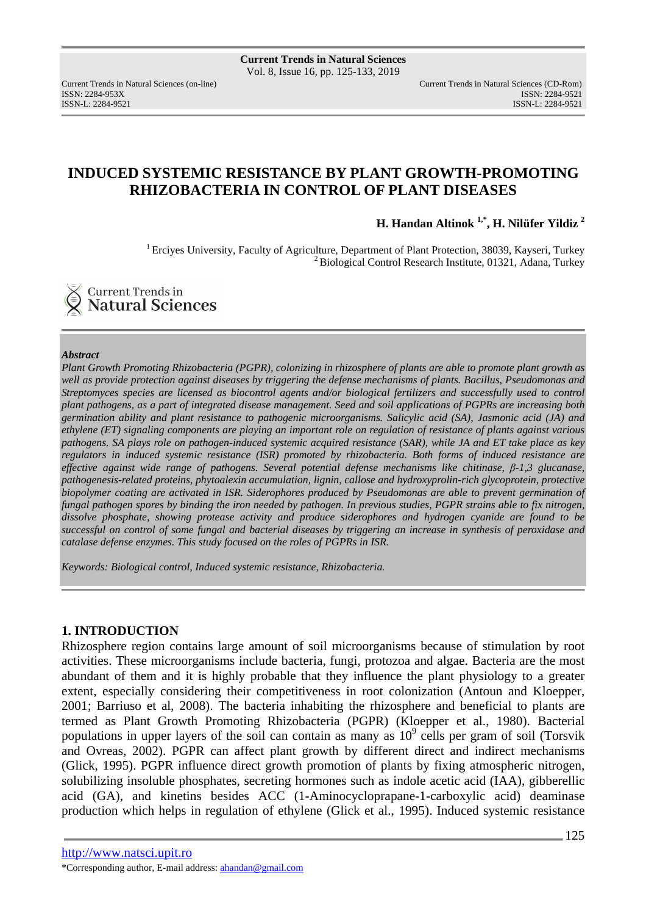# INDUCED SYSTEMIC RESISTANCE BY PLANT GROWTH-PROMOTING RHIZOBACTERIA IN CONTROL OF PLANT DISEASES

**H. Handan Altinok [1,*], H. Nilüfer Yildiz [2]**

[1] Erciyes University, Faculty of Agriculture, Department of Plant Protection, 38039, Kayseri, Turkey
[2] Biological Control Research Institute, 01321, Adana, Turkey

***Abstract***

*Plant Growth Promoting Rhizobacteria (PGPR), colonizing in rhizosphere of plants are able to promote plant growth as well as provide protection against diseases by triggering the defense mechanisms of plants. Bacillus, Pseudomonas and Streptomyces species are licensed as biocontrol agents and/or biological fertilizers and successfully used to control plant pathogens, as a part of integrated disease management. Seed and soil applications of PGPRs are increasing both germination ability and plant resistance to pathogenic microorganisms. Salicylic acid (SA), Jasmonic acid (JA) and ethylene (ET) signaling components are playing an important role on regulation of resistance of plants against various pathogens. SA plays role on pathogen-induced systemic acquired resistance (SAR), while JA and ET take place as key regulators in induced systemic resistance (ISR) promoted by rhizobacteria. Both forms of induced resistance are effective against wide range of pathogens. Several potential defense mechanisms like chitinase, β-1,3 glucanase, pathogenesis-related proteins, phytoalexin accumulation, lignin, callose and hydroxyprolin-rich glycoprotein, protective biopolymer coating are activated in ISR. Siderophores produced by Pseudomonas are able to prevent germination of fungal pathogen spores by binding the iron needed by pathogen. In previous studies, PGPR strains able to fix nitrogen, dissolve phosphate, showing protease activity and produce siderophores and hydrogen cyanide are found to be successful on control of some fungal and bacterial diseases by triggering an increase in synthesis of peroxidase and catalase defense enzymes. This study focused on the roles of PGPRs in ISR.*

*Keywords: Biological control, Induced systemic resistance, Rhizobacteria.*

## 1. INTRODUCTION

Rhizosphere region contains large amount of soil microorganisms because of stimulation by root activities. These microorganisms include bacteria, fungi, protozoa and algae. Bacteria are the most abundant of them and it is highly probable that they influence the plant physiology to a greater extent, especially considering their competitiveness in root colonization (Antoun and Kloepper, 2001; Barriuso et al, 2008). The bacteria inhabiting the rhizosphere and beneficial to plants are termed as Plant Growth Promoting Rhizobacteria (PGPR) (Kloepper et al., 1980). Bacterial populations in upper layers of the soil can contain as many as $10^9$ cells per gram of soil (Torsvik and Ovreas, 2002). PGPR can affect plant growth by different direct and indirect mechanisms (Glick, 1995). PGPR influence direct growth promotion of plants by fixing atmospheric nitrogen, solubilizing insoluble phosphates, secreting hormones such as indole acetic acid (IAA), gibberellic acid (GA), and kinetins besides ACC (1-Aminocycloprapane-1-carboxylic acid) deaminase production which helps in regulation of ethylene (Glick et al., 1995). Induced systemic resistance

*Corresponding author, E-mail address: ahandan@gmail.com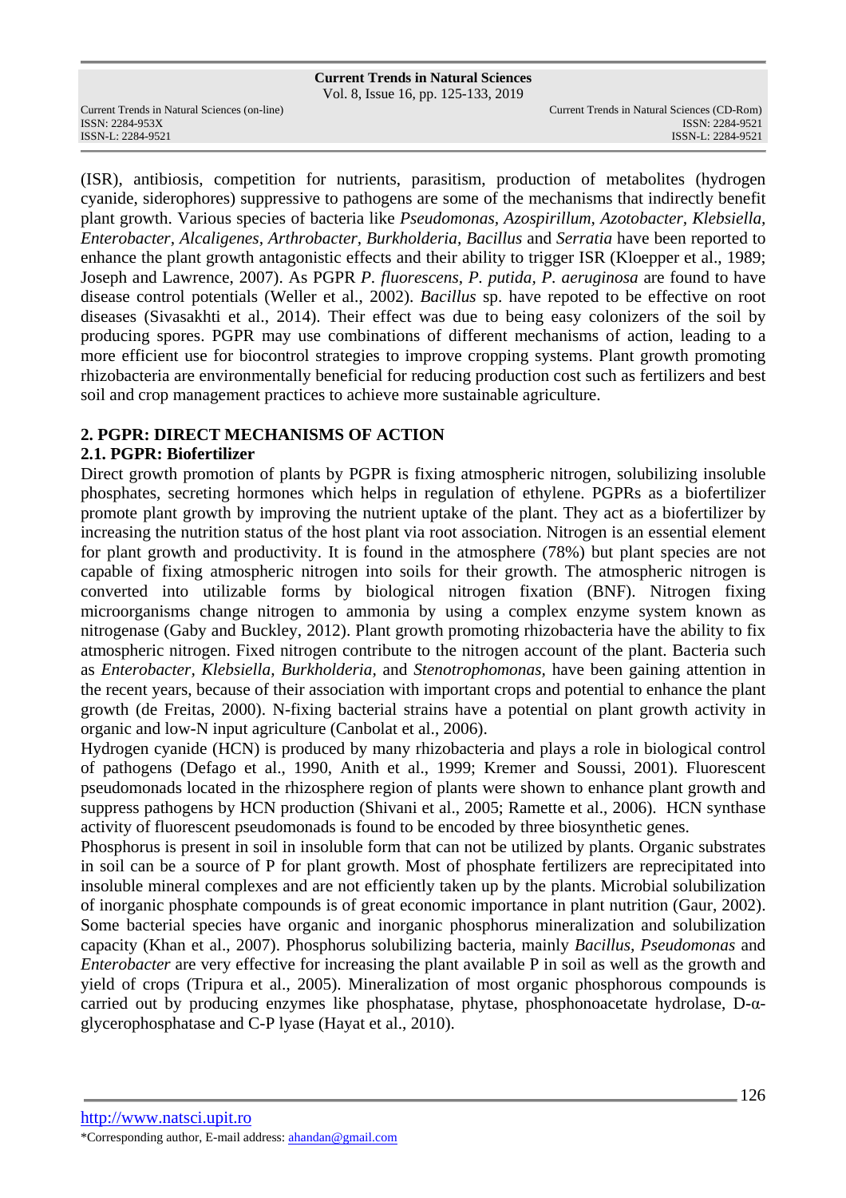(ISR), antibiosis, competition for nutrients, parasitism, production of metabolites (hydrogen cyanide, siderophores) suppressive to pathogens are some of the mechanisms that indirectly benefit plant growth. Various species of bacteria like *Pseudomonas*, *Azospirillum*, *Azotobacter*, *Klebsiella*, *Enterobacter*, *Alcaligenes*, *Arthrobacter*, *Burkholderia*, *Bacillus* and *Serratia* have been reported to enhance the plant growth antagonistic effects and their ability to trigger ISR (Kloepper et al., 1989; Joseph and Lawrence, 2007). As PGPR *P. fluorescens*, *P. putida*, *P. aeruginosa* are found to have disease control potentials (Weller et al., 2002). *Bacillus* sp. have repoted to be effective on root diseases (Sivasakhti et al., 2014). Their effect was due to being easy colonizers of the soil by producing spores. PGPR may use combinations of different mechanisms of action, leading to a more efficient use for biocontrol strategies to improve cropping systems. Plant growth promoting rhizobacteria are environmentally beneficial for reducing production cost such as fertilizers and best soil and crop management practices to achieve more sustainable agriculture.

## 2. PGPR: DIRECT MECHANISMS OF ACTION

### 2.1. PGPR: Biofertilizer

Direct growth promotion of plants by PGPR is fixing atmospheric nitrogen, solubilizing insoluble phosphates, secreting hormones which helps in regulation of ethylene. PGPRs as a biofertilizer promote plant growth by improving the nutrient uptake of the plant. They act as a biofertilizer by increasing the nutrition status of the host plant via root association. Nitrogen is an essential element for plant growth and productivity. It is found in the atmosphere (78%) but plant species are not capable of fixing atmospheric nitrogen into soils for their growth. The atmospheric nitrogen is converted into utilizable forms by biological nitrogen fixation (BNF). Nitrogen fixing microorganisms change nitrogen to ammonia by using a complex enzyme system known as nitrogenase (Gaby and Buckley, 2012). Plant growth promoting rhizobacteria have the ability to fix atmospheric nitrogen. Fixed nitrogen contribute to the nitrogen account of the plant. Bacteria such as *Enterobacter, Klebsiella, Burkholderia,* and *Stenotrophomonas,* have been gaining attention in the recent years, because of their association with important crops and potential to enhance the plant growth (de Freitas, 2000). N-fixing bacterial strains have a potential on plant growth activity in organic and low-N input agriculture (Canbolat et al., 2006).

Hydrogen cyanide (HCN) is produced by many rhizobacteria and plays a role in biological control of pathogens (Defago et al., 1990, Anith et al., 1999; Kremer and Soussi, 2001). Fluorescent pseudomonads located in the rhizosphere region of plants were shown to enhance plant growth and suppress pathogens by HCN production (Shivani et al., 2005; Ramette et al., 2006). HCN synthase activity of fluorescent pseudomonads is found to be encoded by three biosynthetic genes.

Phosphorus is present in soil in insoluble form that can not be utilized by plants. Organic substrates in soil can be a source of P for plant growth. Most of phosphate fertilizers are reprecipitated into insoluble mineral complexes and are not efficiently taken up by the plants. Microbial solubilization of inorganic phosphate compounds is of great economic importance in plant nutrition (Gaur, 2002). Some bacterial species have organic and inorganic phosphorus mineralization and solubilization capacity (Khan et al., 2007). Phosphorus solubilizing bacteria, mainly *Bacillus*, *Pseudomonas* and *Enterobacter* are very effective for increasing the plant available P in soil as well as the growth and yield of crops (Tripura et al., 2005). Mineralization of most organic phosphorous compounds is carried out by producing enzymes like phosphatase, phytase, phosphonoacetate hydrolase, D-α-glycerophosphatase and C-P lyase (Hayat et al., 2010).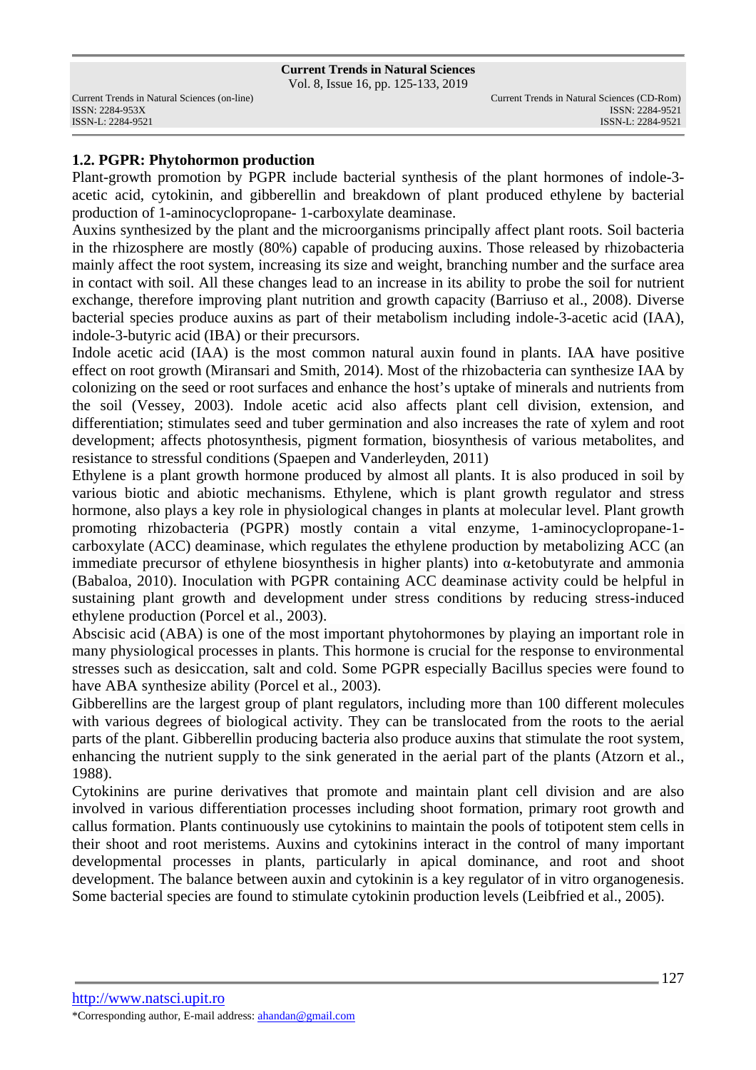### 1.2. PGPR: Phytohormon production

Plant-growth promotion by PGPR include bacterial synthesis of the plant hormones of indole-3-acetic acid, cytokinin, and gibberellin and breakdown of plant produced ethylene by bacterial production of 1-aminocyclopropane- 1-carboxylate deaminase.

Auxins synthesized by the plant and the microorganisms principally affect plant roots. Soil bacteria in the rhizosphere are mostly (80%) capable of producing auxins. Those released by rhizobacteria mainly affect the root system, increasing its size and weight, branching number and the surface area in contact with soil. All these changes lead to an increase in its ability to probe the soil for nutrient exchange, therefore improving plant nutrition and growth capacity (Barriuso et al., 2008). Diverse bacterial species produce auxins as part of their metabolism including indole-3-acetic acid (IAA), indole-3-butyric acid (IBA) or their precursors.

Indole acetic acid (IAA) is the most common natural auxin found in plants. IAA have positive effect on root growth (Miransari and Smith, 2014). Most of the rhizobacteria can synthesize IAA by colonizing on the seed or root surfaces and enhance the host's uptake of minerals and nutrients from the soil (Vessey, 2003). Indole acetic acid also affects plant cell division, extension, and differentiation; stimulates seed and tuber germination and also increases the rate of xylem and root development; affects photosynthesis, pigment formation, biosynthesis of various metabolites, and resistance to stressful conditions (Spaepen and Vanderleyden, 2011)

Ethylene is a plant growth hormone produced by almost all plants. It is also produced in soil by various biotic and abiotic mechanisms. Ethylene, which is plant growth regulator and stress hormone, also plays a key role in physiological changes in plants at molecular level. Plant growth promoting rhizobacteria (PGPR) mostly contain a vital enzyme, 1-aminocyclopropane-1-carboxylate (ACC) deaminase, which regulates the ethylene production by metabolizing ACC (an immediate precursor of ethylene biosynthesis in higher plants) into α-ketobutyrate and ammonia (Babaloa, 2010). Inoculation with PGPR containing ACC deaminase activity could be helpful in sustaining plant growth and development under stress conditions by reducing stress-induced ethylene production (Porcel et al., 2003).

Abscisic acid (ABA) is one of the most important phytohormones by playing an important role in many physiological processes in plants. This hormone is crucial for the response to environmental stresses such as desiccation, salt and cold. Some PGPR especially Bacillus species were found to have ABA synthesize ability (Porcel et al., 2003).

Gibberellins are the largest group of plant regulators, including more than 100 different molecules with various degrees of biological activity. They can be translocated from the roots to the aerial parts of the plant. Gibberellin producing bacteria also produce auxins that stimulate the root system, enhancing the nutrient supply to the sink generated in the aerial part of the plants (Atzorn et al., 1988).

Cytokinins are purine derivatives that promote and maintain plant cell division and are also involved in various differentiation processes including shoot formation, primary root growth and callus formation. Plants continuously use cytokinins to maintain the pools of totipotent stem cells in their shoot and root meristems. Auxins and cytokinins interact in the control of many important developmental processes in plants, particularly in apical dominance, and root and shoot development. The balance between auxin and cytokinin is a key regulator of in vitro organogenesis. Some bacterial species are found to stimulate cytokinin production levels (Leibfried et al., 2005).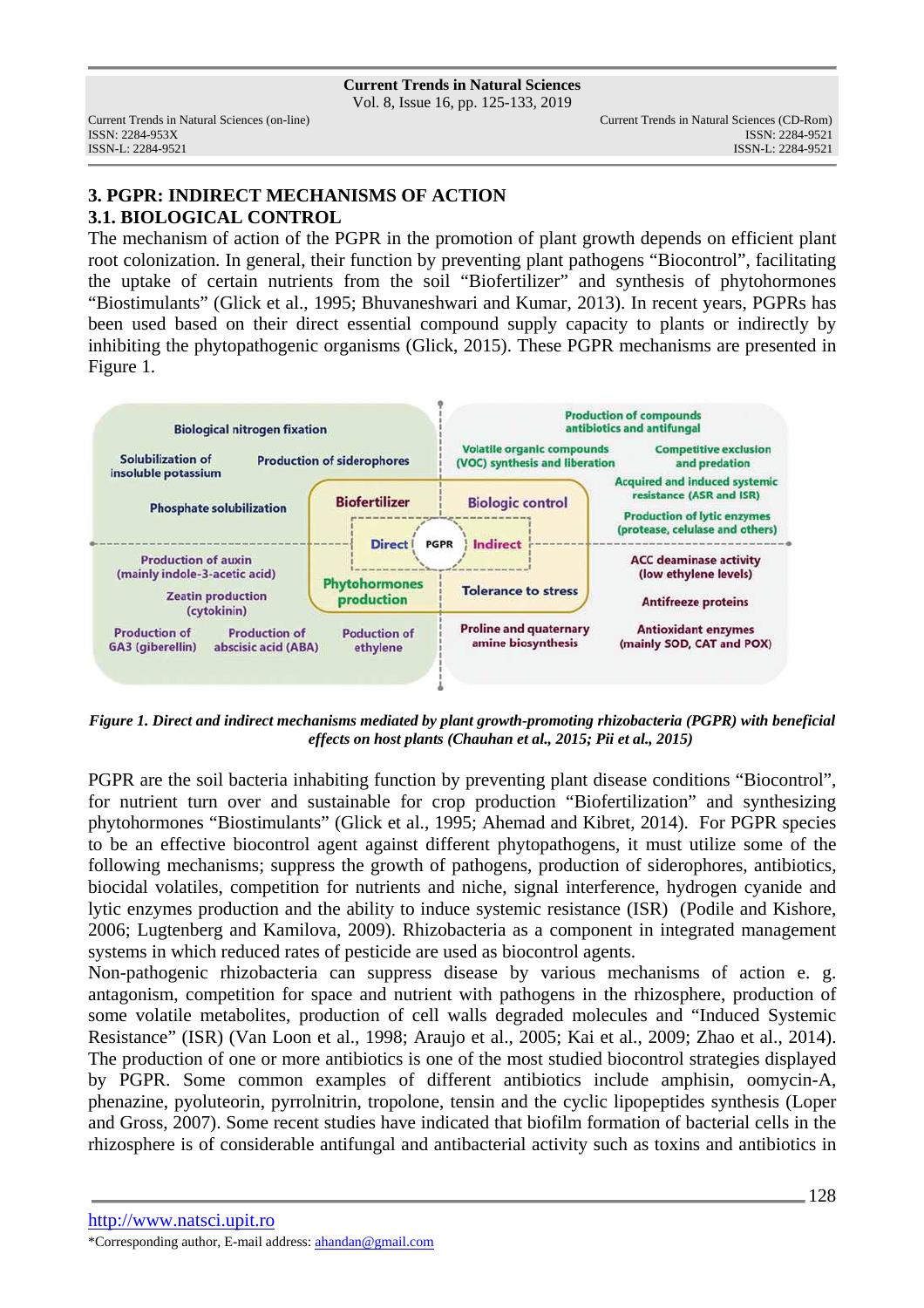## 3. PGPR: INDIRECT MECHANISMS OF ACTION

### 3.1. BIOLOGICAL CONTROL

The mechanism of action of the PGPR in the promotion of plant growth depends on efficient plant root colonization. In general, their function by preventing plant pathogens "Biocontrol", facilitating the uptake of certain nutrients from the soil "Biofertilizer" and synthesis of phytohormones "Biostimulants" (Glick et al., 1995; Bhuvaneshwari and Kumar, 2013). In recent years, PGPRs has been used based on their direct essential compound supply capacity to plants or indirectly by inhibiting the phytopathogenic organisms (Glick, 2015). These PGPR mechanisms are presented in Figure 1.

| Direct | | Indirect | |
| --- | --- | --- | --- |
| **Biofertilizer** | | **Biologic control** | |
| Biological nitrogen fixation | | Production of compounds antibiotics and antifungal | |
| Solubilization of insoluble potassium | Production of siderophores | Volatile organic compounds (VOC) synthesis and liberation | Competitive exclusion and predation |
| Phosphate solubilization | | Acquired and induced systemic resistance (ASR and ISR) | |
| | | Production of lytic enzymes (protease, celulase and others) | |
| **Phytohormones production** | | **Tolerance to stress** | |
| Production of auxin (mainly indole-3-acetic acid) | Zeatin production (cytokinin) | ACC deaminase activity (low ethylene levels) | Antifreeze proteins |
| Production of GA3 (giberellin) | Production of abscisic acid (ABA) | Proline and quaternary amine biosynthesis | Antioxidant enzymes (mainly SOD, CAT and POX) |
| Poduction of ethylene | | | |

*Figure 1. Direct and indirect mechanisms mediated by plant growth-promoting rhizobacteria (PGPR) with beneficial effects on host plants (Chauhan et al., 2015; Pii et al., 2015)*

PGPR are the soil bacteria inhabiting function by preventing plant disease conditions "Biocontrol", for nutrient turn over and sustainable for crop production "Biofertilization" and synthesizing phytohormones "Biostimulants" (Glick et al., 1995; Ahemad and Kibret, 2014). For PGPR species to be an effective biocontrol agent against different phytopathogens, it must utilize some of the following mechanisms; suppress the growth of pathogens, production of siderophores, antibiotics, biocidal volatiles, competition for nutrients and niche, signal interference, hydrogen cyanide and lytic enzymes production and the ability to induce systemic resistance (ISR) (Podile and Kishore, 2006; Lugtenberg and Kamilova, 2009). Rhizobacteria as a component in integrated management systems in which reduced rates of pesticide are used as biocontrol agents.

Non-pathogenic rhizobacteria can suppress disease by various mechanisms of action e. g. antagonism, competition for space and nutrient with pathogens in the rhizosphere, production of some volatile metabolites, production of cell walls degraded molecules and "Induced Systemic Resistance" (ISR) (Van Loon et al., 1998; Araujo et al., 2005; Kai et al., 2009; Zhao et al., 2014). The production of one or more antibiotics is one of the most studied biocontrol strategies displayed by PGPR. Some common examples of different antibiotics include amphisin, oomycin-A, phenazine, pyoluteorin, pyrrolnitrin, tropolone, tensin and the cyclic lipopeptides synthesis (Loper and Gross, 2007). Some recent studies have indicated that biofilm formation of bacterial cells in the rhizosphere is of considerable antifungal and antibacterial activity such as toxins and antibiotics in

*Corresponding author, E-mail address: ahandan@gmail.com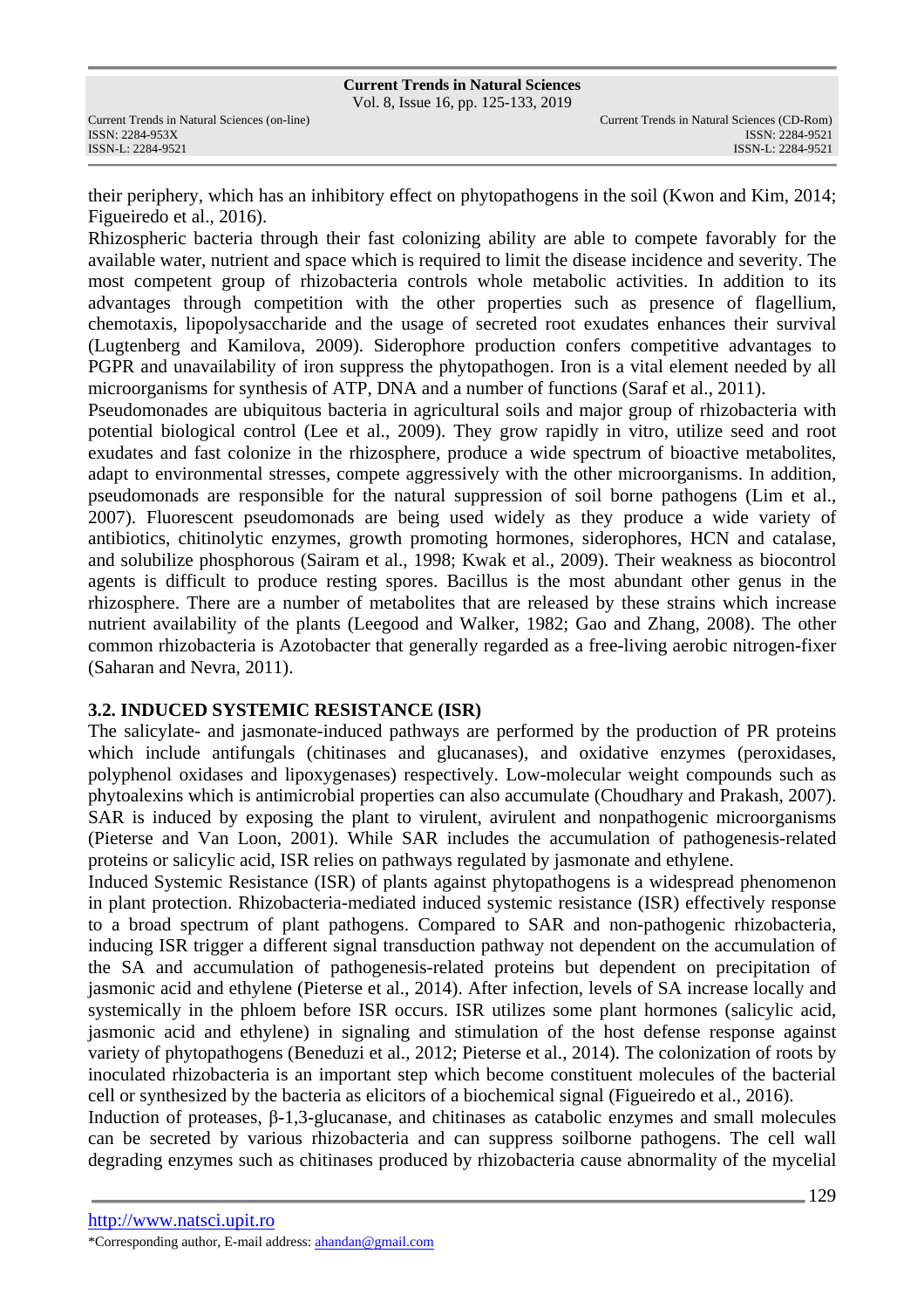their periphery, which has an inhibitory effect on phytopathogens in the soil (Kwon and Kim, 2014; Figueiredo et al., 2016).

Rhizospheric bacteria through their fast colonizing ability are able to compete favorably for the available water, nutrient and space which is required to limit the disease incidence and severity. The most competent group of rhizobacteria controls whole metabolic activities. In addition to its advantages through competition with the other properties such as presence of flagellium, chemotaxis, lipopolysaccharide and the usage of secreted root exudates enhances their survival (Lugtenberg and Kamilova, 2009). Siderophore production confers competitive advantages to PGPR and unavailability of iron suppress the phytopathogen. Iron is a vital element needed by all microorganisms for synthesis of ATP, DNA and a number of functions (Saraf et al., 2011).

Pseudomonades are ubiquitous bacteria in agricultural soils and major group of rhizobacteria with potential biological control (Lee et al., 2009). They grow rapidly in vitro, utilize seed and root exudates and fast colonize in the rhizosphere, produce a wide spectrum of bioactive metabolites, adapt to environmental stresses, compete aggressively with the other microorganisms. In addition, pseudomonads are responsible for the natural suppression of soil borne pathogens (Lim et al., 2007). Fluorescent pseudomonads are being used widely as they produce a wide variety of antibiotics, chitinolytic enzymes, growth promoting hormones, siderophores, HCN and catalase, and solubilize phosphorous (Sairam et al., 1998; Kwak et al., 2009). Their weakness as biocontrol agents is difficult to produce resting spores. Bacillus is the most abundant other genus in the rhizosphere. There are a number of metabolites that are released by these strains which increase nutrient availability of the plants (Leegood and Walker, 1982; Gao and Zhang, 2008). The other common rhizobacteria is Azotobacter that generally regarded as a free-living aerobic nitrogen-fixer (Saharan and Nevra, 2011).

### 3.2. INDUCED SYSTEMIC RESISTANCE (ISR)

The salicylate- and jasmonate-induced pathways are performed by the production of PR proteins which include antifungals (chitinases and glucanases), and oxidative enzymes (peroxidases, polyphenol oxidases and lipoxygenases) respectively. Low-molecular weight compounds such as phytoalexins which is antimicrobial properties can also accumulate (Choudhary and Prakash, 2007). SAR is induced by exposing the plant to virulent, avirulent and nonpathogenic microorganisms (Pieterse and Van Loon, 2001). While SAR includes the accumulation of pathogenesis-related proteins or salicylic acid, ISR relies on pathways regulated by jasmonate and ethylene.

Induced Systemic Resistance (ISR) of plants against phytopathogens is a widespread phenomenon in plant protection. Rhizobacteria-mediated induced systemic resistance (ISR) effectively response to a broad spectrum of plant pathogens. Compared to SAR and non-pathogenic rhizobacteria, inducing ISR trigger a different signal transduction pathway not dependent on the accumulation of the SA and accumulation of pathogenesis-related proteins but dependent on precipitation of jasmonic acid and ethylene (Pieterse et al., 2014). After infection, levels of SA increase locally and systemically in the phloem before ISR occurs. ISR utilizes some plant hormones (salicylic acid, jasmonic acid and ethylene) in signaling and stimulation of the host defense response against variety of phytopathogens (Beneduzi et al., 2012; Pieterse et al., 2014). The colonization of roots by inoculated rhizobacteria is an important step which become constituent molecules of the bacterial cell or synthesized by the bacteria as elicitors of a biochemical signal (Figueiredo et al., 2016).

Induction of proteases, β-1,3-glucanase, and chitinases as catabolic enzymes and small molecules can be secreted by various rhizobacteria and can suppress soilborne pathogens. The cell wall degrading enzymes such as chitinases produced by rhizobacteria cause abnormality of the mycelial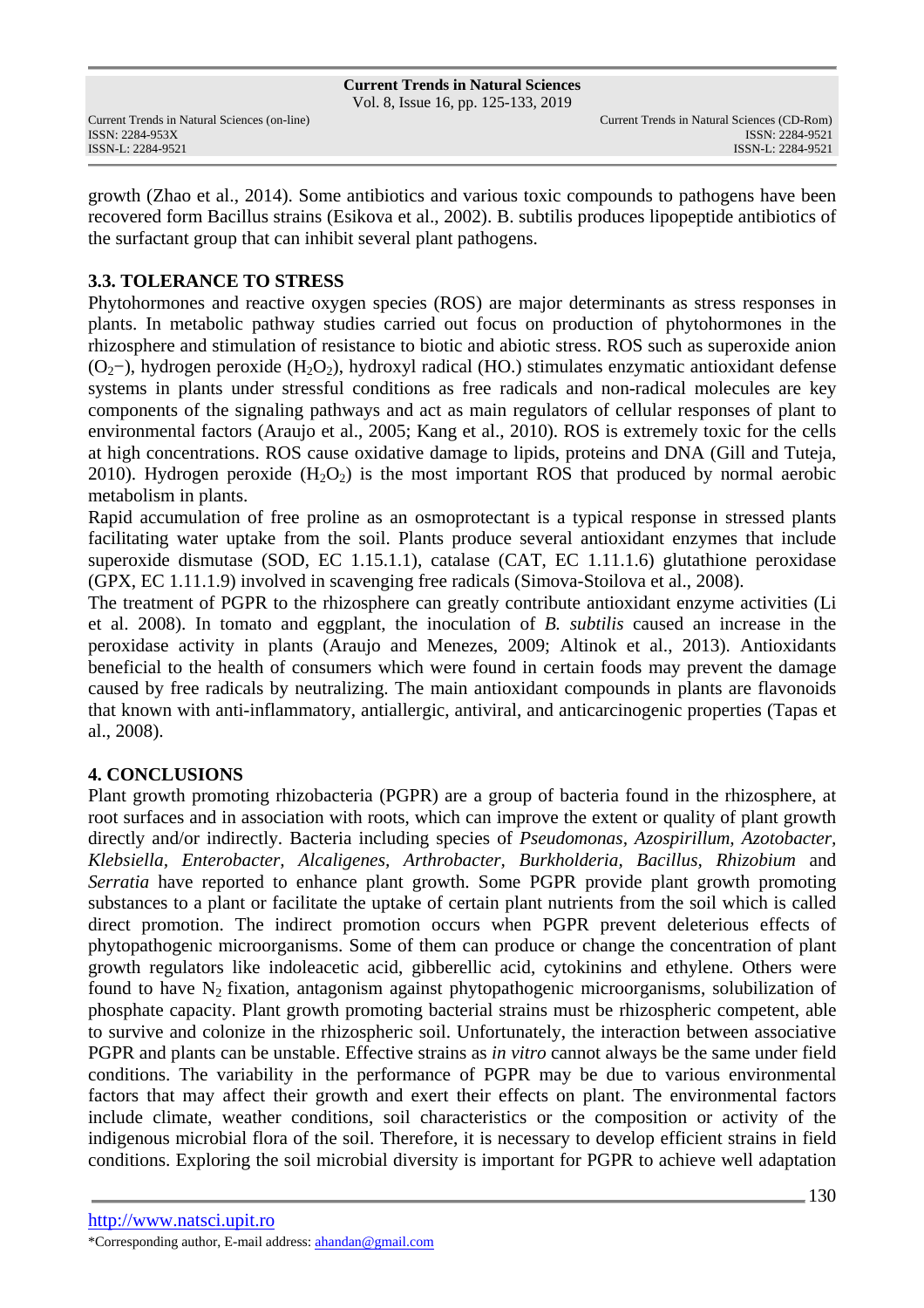growth (Zhao et al., 2014). Some antibiotics and various toxic compounds to pathogens have been recovered form Bacillus strains (Esikova et al., 2002). B. subtilis produces lipopeptide antibiotics of the surfactant group that can inhibit several plant pathogens.

### 3.3. TOLERANCE TO STRESS

Phytohormones and reactive oxygen species (ROS) are major determinants as stress responses in plants. In metabolic pathway studies carried out focus on production of phytohormones in the rhizosphere and stimulation of resistance to biotic and abiotic stress. ROS such as superoxide anion ($O_2^-$), hydrogen peroxide ($H_2O_2$), hydroxyl radical (HO.) stimulates enzymatic antioxidant defense systems in plants under stressful conditions as free radicals and non-radical molecules are key components of the signaling pathways and act as main regulators of cellular responses of plant to environmental factors (Araujo et al., 2005; Kang et al., 2010). ROS is extremely toxic for the cells at high concentrations. ROS cause oxidative damage to lipids, proteins and DNA (Gill and Tuteja, 2010). Hydrogen peroxide ($H_2O_2$) is the most important ROS that produced by normal aerobic metabolism in plants.

Rapid accumulation of free proline as an osmoprotectant is a typical response in stressed plants facilitating water uptake from the soil. Plants produce several antioxidant enzymes that include superoxide dismutase (SOD, EC 1.15.1.1), catalase (CAT, EC 1.11.1.6) glutathione peroxidase (GPX, EC 1.11.1.9) involved in scavenging free radicals (Simova-Stoilova et al., 2008).

The treatment of PGPR to the rhizosphere can greatly contribute antioxidant enzyme activities (Li et al. 2008). In tomato and eggplant, the inoculation of *B. subtilis* caused an increase in the peroxidase activity in plants (Araujo and Menezes, 2009; Altinok et al., 2013). Antioxidants beneficial to the health of consumers which were found in certain foods may prevent the damage caused by free radicals by neutralizing. The main antioxidant compounds in plants are flavonoids that known with anti-inflammatory, antiallergic, antiviral, and anticarcinogenic properties (Tapas et al., 2008).

## 4. CONCLUSIONS

Plant growth promoting rhizobacteria (PGPR) are a group of bacteria found in the rhizosphere, at root surfaces and in association with roots, which can improve the extent or quality of plant growth directly and/or indirectly. Bacteria including species of *Pseudomonas*, *Azospirillum*, *Azotobacter*, *Klebsiella*, *Enterobacter*, *Alcaligenes*, *Arthrobacter*, *Burkholderia*, *Bacillus*, *Rhizobium* and *Serratia* have reported to enhance plant growth. Some PGPR provide plant growth promoting substances to a plant or facilitate the uptake of certain plant nutrients from the soil which is called direct promotion. The indirect promotion occurs when PGPR prevent deleterious effects of phytopathogenic microorganisms. Some of them can produce or change the concentration of plant growth regulators like indoleacetic acid, gibberellic acid, cytokinins and ethylene. Others were found to have $N_2$ fixation, antagonism against phytopathogenic microorganisms, solubilization of phosphate capacity. Plant growth promoting bacterial strains must be rhizospheric competent, able to survive and colonize in the rhizospheric soil. Unfortunately, the interaction between associative PGPR and plants can be unstable. Effective strains as *in vitro* cannot always be the same under field conditions. The variability in the performance of PGPR may be due to various environmental factors that may affect their growth and exert their effects on plant. The environmental factors include climate, weather conditions, soil characteristics or the composition or activity of the indigenous microbial flora of the soil. Therefore, it is necessary to develop efficient strains in field conditions. Exploring the soil microbial diversity is important for PGPR to achieve well adaptation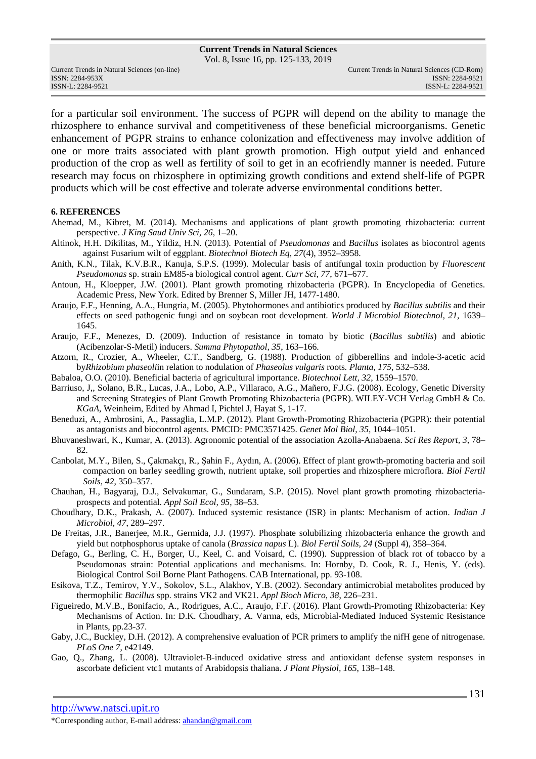for a particular soil environment. The success of PGPR will depend on the ability to manage the rhizosphere to enhance survival and competitiveness of these beneficial microorganisms. Genetic enhancement of PGPR strains to enhance colonization and effectiveness may involve addition of one or more traits associated with plant growth promotion. High output yield and enhanced production of the crop as well as fertility of soil to get in an ecofriendly manner is needed. Future research may focus on rhizosphere in optimizing growth conditions and extend shelf-life of PGPR products which will be cost effective and tolerate adverse environmental conditions better.

## 6. REFERENCES

Ahemad, M., Kibret, M. (2014). Mechanisms and applications of plant growth promoting rhizobacteria: current perspective. *J King Saud Univ Sci, 26*, 1–20.

Altinok, H.H. Dikilitas, M., Yildiz, H.N. (2013). Potential of *Pseudomonas* and *Bacillus* isolates as biocontrol agents against Fusarium wilt of eggplant. *Biotechnol Biotech Eq, 27*(4), 3952–3958.

Anith, K.N., Tilak, K.V.B.R., Kanuja, S.P.S. (1999). Molecular basis of antifungal toxin production by *Fluorescent Pseudomonas* sp. strain EM85-a biological control agent. *Curr Sci, 77*, 671–677.

Antoun, H., Kloepper, J.W. (2001). Plant growth promoting rhizobacteria (PGPR). In Encyclopedia of Genetics. Academic Press, New York. Edited by Brenner S, Miller JH, 1477-1480.

Araujo, F.F., Henning, A.A., Hungria, M. (2005). Phytohormones and antibiotics produced by *Bacillus subtilis* and their effects on seed pathogenic fungi and on soybean root development. *World J Microbiol Biotechnol, 21*, 1639–1645.

Araujo, F.F., Menezes, D. (2009). Induction of resistance in tomato by biotic (*Bacillus subtilis*) and abiotic (Acibenzolar-S-Metil) inducers. *Summa Phytopathol, 35*, 163–166.

Atzorn, R., Crozier, A., Wheeler, C.T., Sandberg, G. (1988). Production of gibberellins and indole-3-acetic acid by*Rhizobium phaseoli*in relation to nodulation of *Phaseolus vulgaris* roots*. Planta, 175*, 532–538.

Babaloa, O.O. (2010). Beneficial bacteria of agricultural importance. *Biotechnol Lett, 32*, 1559–1570.

Barriuso, J,, Solano, B.R., Lucas, J.A., Lobo, A.P., Villaraco, A.G., Mañero, F.J.G. (2008). Ecology, Genetic Diversity and Screening Strategies of Plant Growth Promoting Rhizobacteria (PGPR). WILEY-VCH Verlag GmbH & Co. *KGaA*, Weinheim, Edited by Ahmad I, Pichtel J, Hayat S, 1-17.

Beneduzi, A., Ambrosini, A., Passaglia, L.M.P. (2012). Plant Growth-Promoting Rhizobacteria (PGPR): their potential as antagonists and biocontrol agents. PMCID: PMC3571425. *Genet Mol Biol, 35*, 1044–1051.

Bhuvaneshwari, K., Kumar, A. (2013). Agronomic potential of the association Azolla-Anabaena. *Sci Res Report, 3*, 78–82.

Canbolat, M.Y., Bilen, S., Çakmakçı, R., Şahin F., Aydın, A. (2006). Effect of plant growth-promoting bacteria and soil compaction on barley seedling growth, nutrient uptake, soil properties and rhizosphere microflora. *Biol Fertil Soils, 42*, 350–357.

Chauhan, H., Bagyaraj, D.J., Selvakumar, G., Sundaram, S.P. (2015). Novel plant growth promoting rhizobacteria-prospects and potential. *Appl Soil Ecol, 95*, 38–53.

Choudhary, D.K., Prakash, A. (2007). Induced systemic resistance (ISR) in plants: Mechanism of action. *Indian J Microbiol, 47*, 289–297.

De Freitas, J.R., Banerjee, M.R., Germida, J.J. (1997). Phosphate solubilizing rhizobacteria enhance the growth and yield but notphosphorus uptake of canola (*Brassica napus* L). *Biol Fertil Soils, 24* (Suppl 4), 358–364.

Defago, G., Berling, C. H., Borger, U., Keel, C. and Voisard, C. (1990). Suppression of black rot of tobacco by a Pseudomonas strain: Potential applications and mechanisms. In: Hornby, D. Cook, R. J., Henis, Y. (eds). Biological Control Soil Borne Plant Pathogens. CAB International, pp. 93-108.

Esikova, T.Z., Temirov, Y.V., Sokolov, S.L., Alakhov, Y.B. (2002). Secondary antimicrobial metabolites produced by thermophilic *Bacillus* spp. strains VK2 and VK21. *Appl Bioch Micro, 38*, 226–231.

Figueiredo, M.V.B., Bonifacio, A., Rodrigues, A.C., Araujo, F.F. (2016). Plant Growth-Promoting Rhizobacteria: Key Mechanisms of Action. In: D.K. Choudhary, A. Varma, eds, Microbial-Mediated Induced Systemic Resistance in Plants, pp.23-37.

Gaby, J.C., Buckley, D.H. (2012). A comprehensive evaluation of PCR primers to amplify the nifH gene of nitrogenase. *PLoS One 7*, e42149.

Gao, Q., Zhang, L. (2008). Ultraviolet-B-induced oxidative stress and antioxidant defense system responses in ascorbate deficient vtc1 mutants of Arabidopsis thaliana. *J Plant Physiol, 165*, 138–148.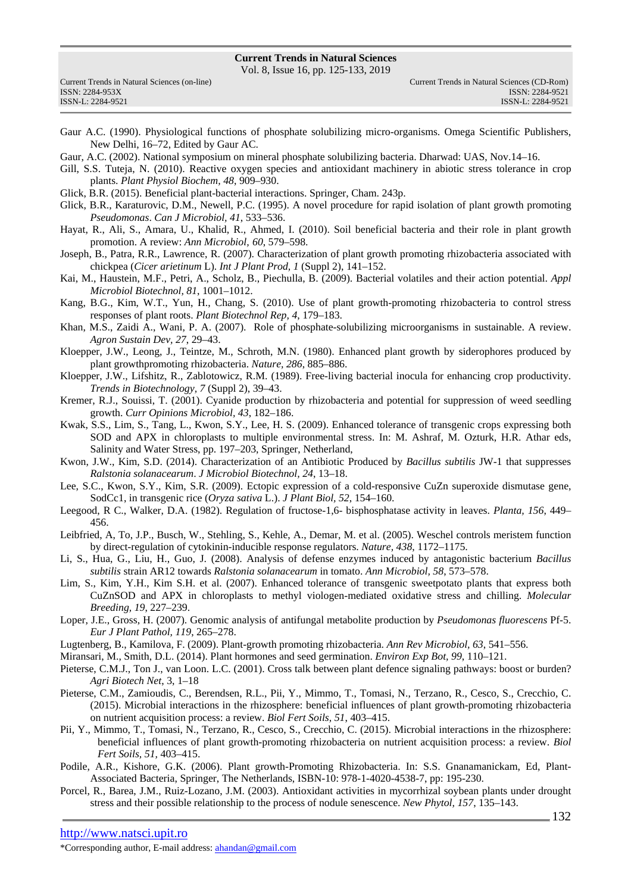Gaur A.C. (1990). Physiological functions of phosphate solubilizing micro-organisms. Omega Scientific Publishers, New Delhi, 16–72, Edited by Gaur AC.

Gaur, A.C. (2002). National symposium on mineral phosphate solubilizing bacteria. Dharwad: UAS, Nov.14–16.

Gill, S.S. Tuteja, N. (2010). Reactive oxygen species and antioxidant machinery in abiotic stress tolerance in crop plants. *Plant Physiol Biochem, 48*, 909–930.

Glick, B.R. (2015). Beneficial plant-bacterial interactions. Springer, Cham. 243p.

Glick, B.R., Karaturovic, D.M., Newell, P.C. (1995). A novel procedure for rapid isolation of plant growth promoting *Pseudomonas*. *Can J Microbiol, 41*, 533–536.

Hayat, R., Ali, S., Amara, U., Khalid, R., Ahmed, I. (2010). Soil beneficial bacteria and their role in plant growth promotion. A review: *Ann Microbiol, 60*, 579–598.

Joseph, B., Patra, R.R., Lawrence, R. (2007). Characterization of plant growth promoting rhizobacteria associated with chickpea (*Cicer arietinum* L). *Int J Plant Prod, 1* (Suppl 2), 141–152.

Kai, M., Haustein, M.F., Petri, A., Scholz, B., Piechulla, B. (2009). Bacterial volatiles and their action potential. *Appl Microbiol Biotechnol, 81*, 1001–1012.

Kang, B.G., Kim, W.T., Yun, H., Chang, S. (2010). Use of plant growth-promoting rhizobacteria to control stress responses of plant roots. *Plant Biotechnol Rep, 4*, 179–183.

Khan, M.S., Zaidi A., Wani, P. A. (2007). Role of phosphate-solubilizing microorganisms in sustainable. A review. *Agron Sustain Dev, 27*, 29–43.

Kloepper, J.W., Leong, J., Teintze, M., Schroth, M.N. (1980). Enhanced plant growth by siderophores produced by plant growthpromoting rhizobacteria. *Nature, 286*, 885–886.

Kloepper, J.W., Lifshitz, R., Zablotowicz, R.M. (1989). Free-living bacterial inocula for enhancing crop productivity. *Trends in Biotechnology, 7* (Suppl 2), 39–43.

Kremer, R.J., Souissi, T. (2001). Cyanide production by rhizobacteria and potential for suppression of weed seedling growth. *Curr Opinions Microbiol, 43*, 182–186.

Kwak, S.S., Lim, S., Tang, L., Kwon, S.Y., Lee, H. S. (2009). Enhanced tolerance of transgenic crops expressing both SOD and APX in chloroplasts to multiple environmental stress. In: M. Ashraf, M. Ozturk, H.R. Athar eds, Salinity and Water Stress, pp. 197–203, Springer, Netherland,

Kwon, J.W., Kim, S.D. (2014). Characterization of an Antibiotic Produced by *Bacillus subtilis* JW-1 that suppresses *Ralstonia solanacearum*. *J Microbiol Biotechnol, 24*, 13–18.

Lee, S.C., Kwon, S.Y., Kim, S.R. (2009). Ectopic expression of a cold-responsive CuZn superoxide dismutase gene, SodCc1, in transgenic rice (*Oryza sativa* L.). *J Plant Biol, 52*, 154–160.

Leegood, R C., Walker, D.A. (1982). Regulation of fructose-1,6- bisphosphatase activity in leaves. *Planta, 156*, 449–456.

Leibfried, A, To, J.P., Busch, W., Stehling, S., Kehle, A., Demar, M. et al. (2005). Weschel controls meristem function by direct-regulation of cytokinin-inducible response regulators. *Nature, 438*, 1172–1175.

Li, S., Hua, G., Liu, H., Guo, J. (2008). Analysis of defense enzymes induced by antagonistic bacterium *Bacillus subtilis* strain AR12 towards *Ralstonia solanacearum* in tomato. *Ann Microbiol, 58*, 573–578.

Lim, S., Kim, Y.H., Kim S.H. et al. (2007). Enhanced tolerance of transgenic sweetpotato plants that express both CuZnSOD and APX in chloroplasts to methyl viologen-mediated oxidative stress and chilling. *Molecular Breeding, 19*, 227–239.

Loper, J.E., Gross, H. (2007). Genomic analysis of antifungal metabolite production by *Pseudomonas fluorescens* Pf-5. *Eur J Plant Pathol, 119*, 265–278.

Lugtenberg, B., Kamilova, F. (2009). Plant-growth promoting rhizobacteria. *Ann Rev Microbiol, 63*, 541–556.

Miransari, M., Smith, D.L. (2014). Plant hormones and seed germination. *Environ Exp Bot, 99*, 110–121.

Pieterse, C.M.J., Ton J., van Loon. L.C. (2001). Cross talk between plant defence signaling pathways: boost or burden? *Agri Biotech Net*, 3, 1–18

Pieterse, C.M., Zamioudis, C., Berendsen, R.L., Pii, Y., Mimmo, T., Tomasi, N., Terzano, R., Cesco, S., Crecchio, C. (2015). Microbial interactions in the rhizosphere: beneficial influences of plant growth-promoting rhizobacteria on nutrient acquisition process: a review. *Biol Fert Soils, 51*, 403–415.

Pii, Y., Mimmo, T., Tomasi, N., Terzano, R., Cesco, S., Crecchio, C. (2015). Microbial interactions in the rhizosphere: beneficial influences of plant growth-promoting rhizobacteria on nutrient acquisition process: a review. *Biol Fert Soils, 51*, 403–415.

Podile, A.R., Kishore, G.K. (2006). Plant growth-Promoting Rhizobacteria. In: S.S. Gnanamanickam, Ed, Plant-Associated Bacteria, Springer, The Netherlands, ISBN-10: 978-1-4020-4538-7, pp: 195-230.

Porcel, R., Barea, J.M., Ruiz-Lozano, J.M. (2003). Antioxidant activities in mycorrhizal soybean plants under drought stress and their possible relationship to the process of nodule senescence. *New Phytol, 157*, 135–143.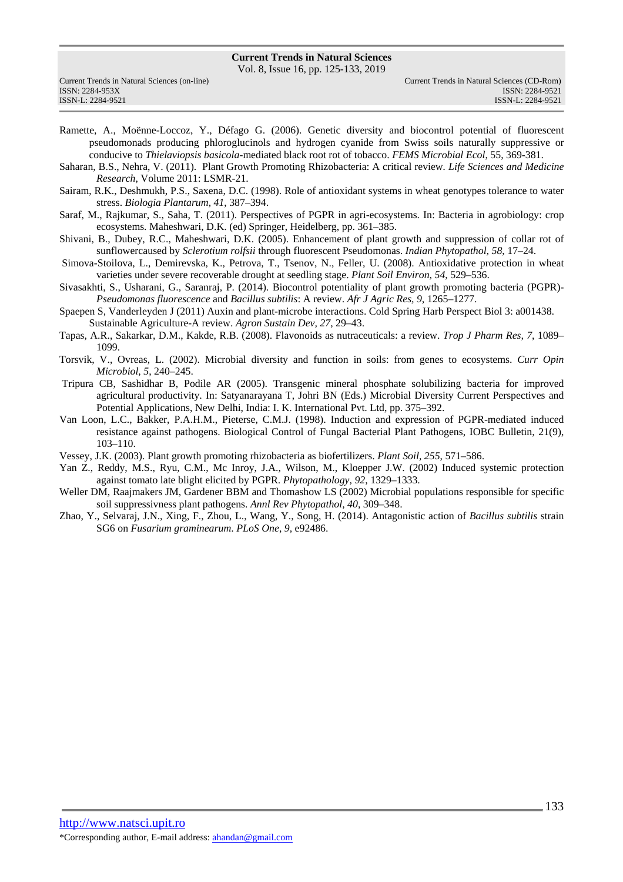Ramette, A., Moënne-Loccoz, Y., Défago G. (2006). Genetic diversity and biocontrol potential of fluorescent pseudomonads producing phloroglucinols and hydrogen cyanide from Swiss soils naturally suppressive or conducive to *Thielaviopsis basicola*-mediated black root rot of tobacco. *FEMS Microbial Ecol*, 55, 369-381.

Saharan, B.S., Nehra, V. (2011). Plant Growth Promoting Rhizobacteria: A critical review. *Life Sciences and Medicine Research*, Volume 2011: LSMR-21.

Sairam, R.K., Deshmukh, P.S., Saxena, D.C. (1998). Role of antioxidant systems in wheat genotypes tolerance to water stress. *Biologia Plantarum, 41*, 387–394.

Saraf, M., Rajkumar, S., Saha, T. (2011). Perspectives of PGPR in agri-ecosystems. In: Bacteria in agrobiology: crop ecosystems. Maheshwari, D.K. (ed) Springer, Heidelberg, pp. 361–385.

Shivani, B., Dubey, R.C., Maheshwari, D.K. (2005). Enhancement of plant growth and suppression of collar rot of sunflowercaused by *Sclerotium rolfsii* through fluorescent Pseudomonas. *Indian Phytopathol, 58*, 17–24.

Simova-Stoilova, L., Demirevska, K., Petrova, T., Tsenov, N., Feller, U. (2008). Antioxidative protection in wheat varieties under severe recoverable drought at seedling stage. *Plant Soil Environ, 54*, 529–536.

Sivasakhti, S., Usharani, G., Saranraj, P. (2014). Biocontrol potentiality of plant growth promoting bacteria (PGPR)-*Pseudomonas fluorescence* and *Bacillus subtilis*: A review. *Afr J Agric Res, 9*, 1265–1277.

Spaepen S, Vanderleyden J (2011) Auxin and plant-microbe interactions. Cold Spring Harb Perspect Biol 3: a001438. Sustainable Agriculture-A review. *Agron Sustain Dev, 27*, 29–43.

Tapas, A.R., Sakarkar, D.M., Kakde, R.B. (2008). Flavonoids as nutraceuticals: a review. *Trop J Pharm Res, 7*, 1089–1099.

Torsvik, V., Ovreas, L. (2002). Microbial diversity and function in soils: from genes to ecosystems. *Curr Opin Microbiol, 5*, 240–245.

Tripura CB, Sashidhar B, Podile AR (2005). Transgenic mineral phosphate solubilizing bacteria for improved agricultural productivity. In: Satyanarayana T, Johri BN (Eds.) Microbial Diversity Current Perspectives and Potential Applications, New Delhi, India: I. K. International Pvt. Ltd, pp. 375–392.

Van Loon, L.C., Bakker, P.A.H.M., Pieterse, C.M.J. (1998). Induction and expression of PGPR-mediated induced resistance against pathogens. Biological Control of Fungal Bacterial Plant Pathogens, IOBC Bulletin, 21(9), 103–110.

Vessey, J.K. (2003). Plant growth promoting rhizobacteria as biofertilizers. *Plant Soil, 255*, 571–586.

Yan Z., Reddy, M.S., Ryu, C.M., Mc Inroy, J.A., Wilson, M., Kloepper J.W. (2002) Induced systemic protection against tomato late blight elicited by PGPR. *Phytopathology, 92*, 1329–1333.

Weller DM, Raajmakers JM, Gardener BBM and Thomashow LS (2002) Microbial populations responsible for specific soil suppressivness plant pathogens. *Annl Rev Phytopathol, 40*, 309–348.

Zhao, Y., Selvaraj, J.N., Xing, F., Zhou, L., Wang, Y., Song, H. (2014). Antagonistic action of *Bacillus subtilis* strain SG6 on *Fusarium graminearum*. *PLoS One, 9*, e92486.